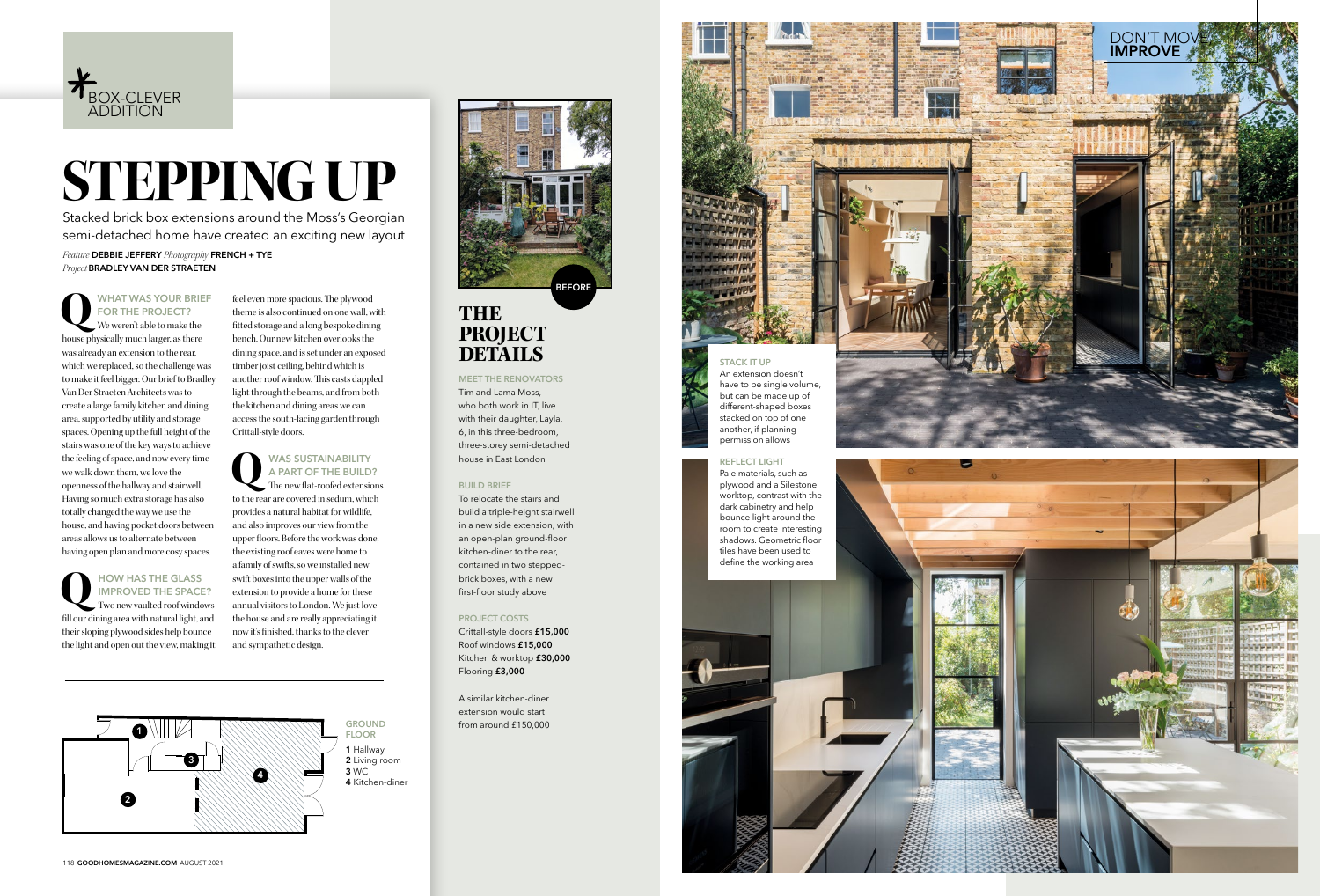*BOX-CLEVER ADDITION

# STEPPING UP

Stacked brick box extensions around the Moss's Georgian semi-detached home have created an exciting new layout

*Feature* **DEBBIE JEFFERY** *Photography* **FRENCH + TYE**
*Project* **BRADLEY VAN DER STRAETEN**

**Q WHAT WAS YOUR BRIEF FOR THE PROJECT?**
We weren't able to make the house physically much larger, as there was already an extension to the rear, which we replaced, so the challenge was to make it feel bigger. Our brief to Bradley Van Der Straeten Architects was to create a large family kitchen and dining area, supported by utility and storage spaces. Opening up the full height of the stairs was one of the key ways to achieve the feeling of space, and now every time we walk down them, we love the openness of the hallway and stairwell. Having so much extra storage has also totally changed the way we use the house, and having pocket doors between areas allows us to alternate between having open plan and more cosy spaces.

**Q HOW HAS THE GLASS IMPROVED THE SPACE?**
Two new vaulted roof windows fill our dining area with natural light, and their sloping plywood sides help bounce the light and open out the view, making it feel even more spacious. The plywood theme is also continued on one wall, with fitted storage and a long bespoke dining bench. Our new kitchen overlooks the dining space, and is set under an exposed timber joist ceiling, behind which is another roof window. This casts dappled light through the beams, and from both the kitchen and dining areas we can access the south-facing garden through Crittall-style doors.

**Q WAS SUSTAINABILITY A PART OF THE BUILD?**
The new flat-roofed extensions to the rear are covered in sedum, which provides a natural habitat for wildlife, and also improves our view from the upper floors. Before the work was done, the existing roof eaves were home to a family of swifts, so we installed new swift boxes into the upper walls of the extension to provide a home for these annual visitors to London. We just love the house and are really appreciating it now it's finished, thanks to the clever and sympathetic design.

**GROUND FLOOR**
**1** Hallway
**2** Living room
**3** WC
**4** Kitchen-diner

BEFORE

## THE PROJECT DETAILS

**MEET THE RENOVATORS**
Tim and Lama Moss, who both work in IT, live with their daughter, Layla, 6, in this three-bedroom, three-storey semi-detached house in East London

**BUILD BRIEF**
To relocate the stairs and build a triple-height stairwell in a new side extension, with an open-plan ground-floor kitchen-diner to the rear, contained in two stepped-brick boxes, with a new first-floor study above

**PROJECT COSTS**
Crittall-style doors **£15,000**
Roof windows **£15,000**
Kitchen & worktop **£30,000**
Flooring **£3,000**

A similar kitchen-diner extension would start from around £150,000

DON'T MOVE IMPROVE

**STACK IT UP**
An extension doesn't have to be single volume, but can be made up of different-shaped boxes stacked on top of one another, if planning permission allows

**REFLECT LIGHT**
Pale materials, such as plywood and a Silestone worktop, contrast with the dark cabinetry and help bounce light around the room to create interesting shadows. Geometric floor tiles have been used to define the working area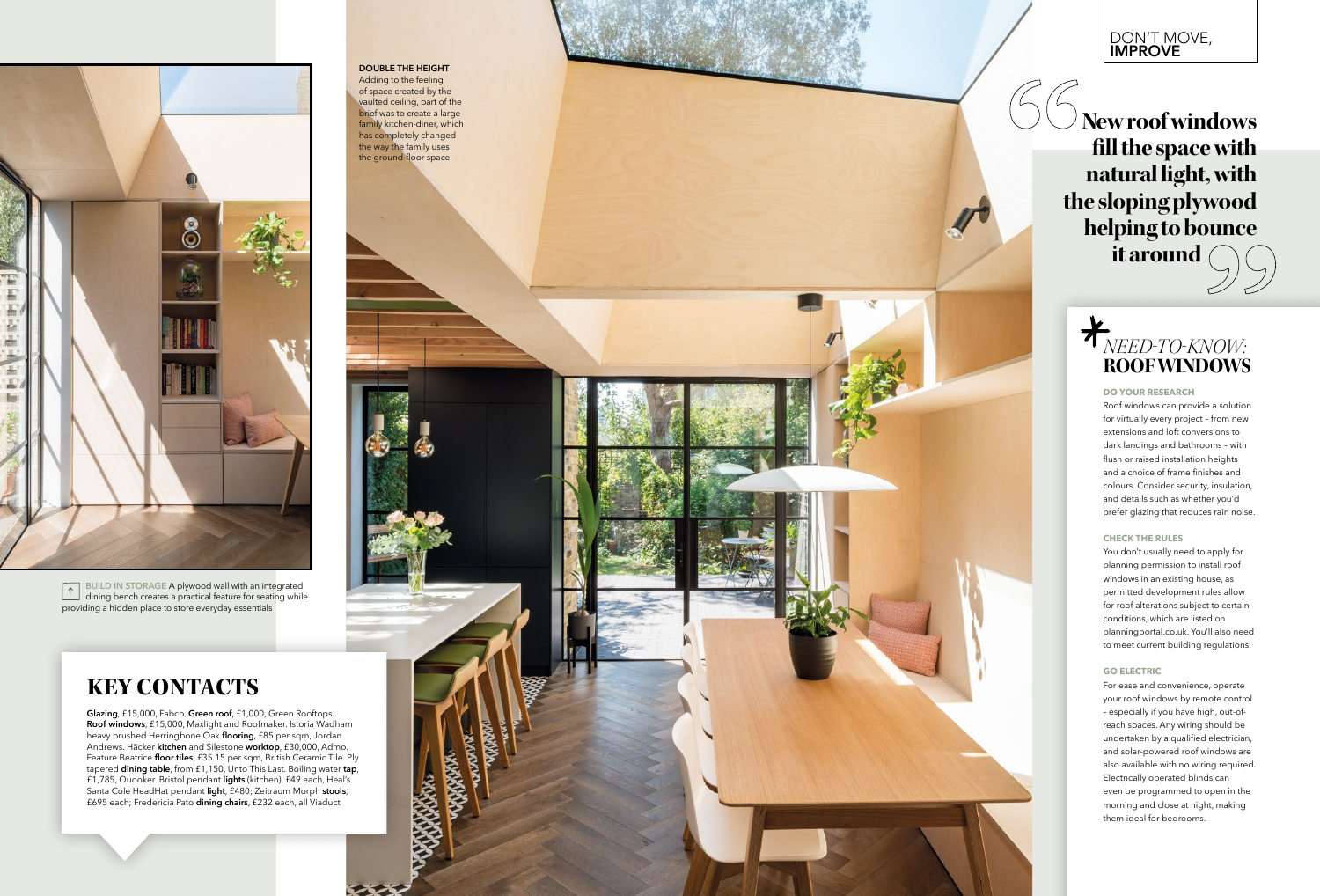BUILD IN STORAGE A plywood wall with an integrated dining bench creates a practical feature for seating while providing a hidden place to store everyday essentials

DOUBLE THE HEIGHT
Adding to the feeling of space created by the vaulted ceiling, part of the brief was to create a large family kitchen-diner, which has completely changed the way the family uses the ground-floor space

## KEY CONTACTS

**Glazing**, £15,000, Fabco. **Green roof**, £1,000, Green Rooftops. **Roof windows**, £15,000, Maxlight and Roofmaker. Istoria Wadham heavy brushed Herringbone Oak **flooring**, £85 per sqm, Jordan Andrews. Häcker **kitchen** and Silestone **worktop**, £30,000, Admo. Feature Beatrice **floor tiles**, £35.15 per sqm, British Ceramic Tile. Ply tapered **dining table**, from £1,150, Unto This Last. Boiling water **tap**, £1,785, Quooker. Bristol pendant **lights** (kitchen), £49 each, Heal's. Santa Cole HeadHat pendant **light**, £480; Zeitraum Morph **stools**, £695 each; Fredericia Pato **dining chairs**, £232 each, all Viaduct

> **New roof windows fill the space with natural light, with the sloping plywood helping to bounce it around**

## *NEED-TO-KNOW:* ROOF WINDOWS

**DO YOUR RESEARCH**
Roof windows can provide a solution for virtually every project – from new extensions and loft conversions to dark landings and bathrooms – with flush or raised installation heights and a choice of frame finishes and colours. Consider security, insulation, and details such as whether you'd prefer glazing that reduces rain noise.

**CHECK THE RULES**
You don't usually need to apply for planning permission to install roof windows in an existing house, as permitted development rules allow for roof alterations subject to certain conditions, which are listed on planningportal.co.uk. You'll also need to meet current building regulations.

**GO ELECTRIC**
For ease and convenience, operate your roof windows by remote control – especially if you have high, out-of-reach spaces. Any wiring should be undertaken by a qualified electrician, and solar-powered roof windows are also available with no wiring required. Electrically operated blinds can even be programmed to open in the morning and close at night, making them ideal for bedrooms.